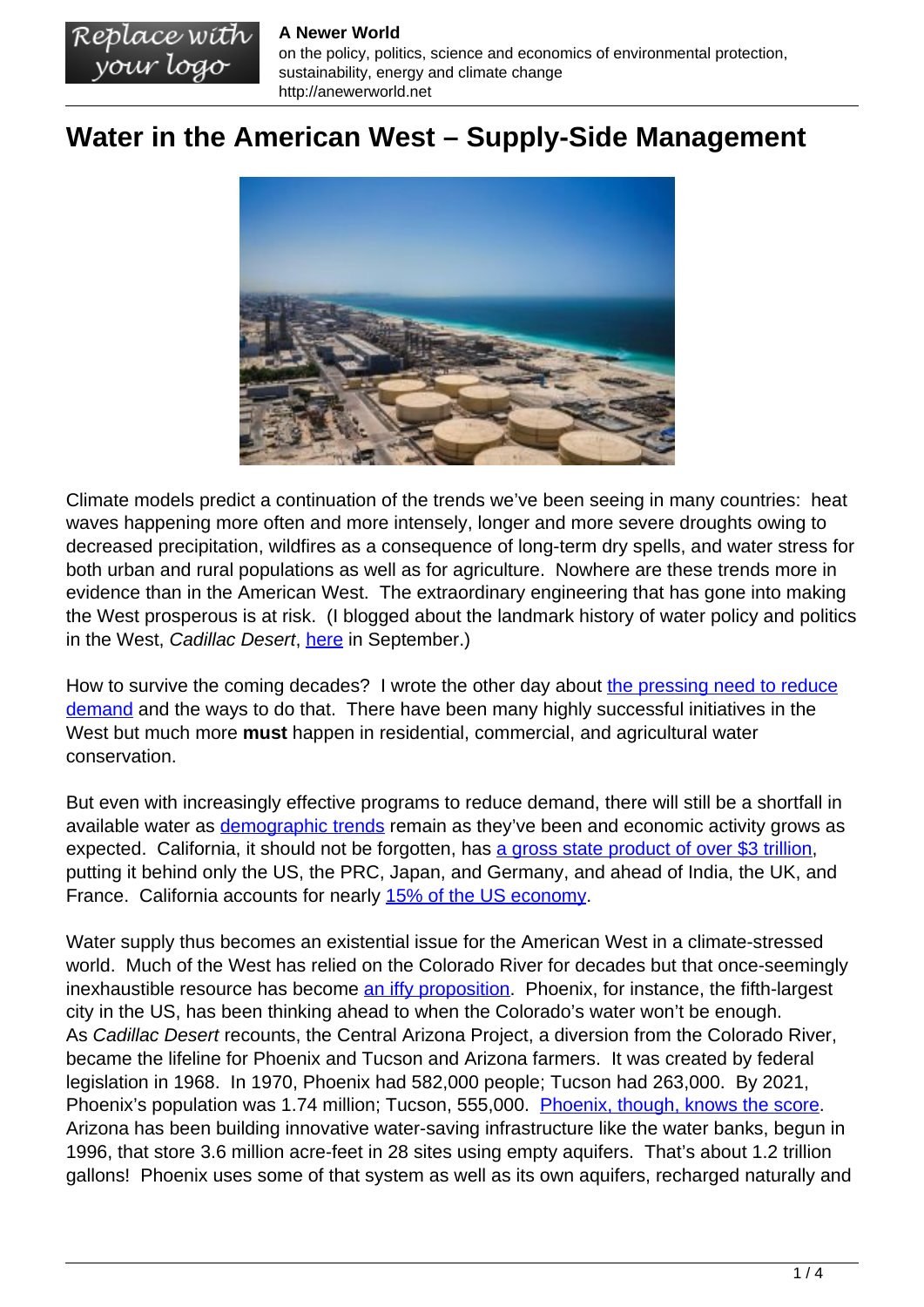# Water in the American West – Supply-Side Management

Climate models predict a continuation of the trends we've been seeing in many countries: heat waves happening more often and more intensely, longer and more severe droughts owing to decreased precipitation, wildfires as a consequence of long-term dry spells, and water stress for both urban and rural populations as well as for agriculture. Nowhere are these trends more in evidence than in the American West. The extraordinary engineering that has gone into making the West prosperous is at risk. (I blogged about the landmark history of water policy and politics in the West, *Cadillac Desert*, here in September.)

How to survive the coming decades? I wrote the other day about the pressing need to reduce demand and the ways to do that. There have been many highly successful initiatives in the West but much more **must** happen in residential, commercial, and agricultural water conservation.

But even with increasingly effective programs to reduce demand, there will still be a shortfall in available water as demographic trends remain as they've been and economic activity grows as expected. California, it should not be forgotten, has a gross state product of over $3 trillion, putting it behind only the US, the PRC, Japan, and Germany, and ahead of India, the UK, and France. California accounts for nearly 15% of the US economy.

Water supply thus becomes an existential issue for the American West in a climate-stressed world. Much of the West has relied on the Colorado River for decades but that once-seemingly inexhaustible resource has become an iffy proposition. Phoenix, for instance, the fifth-largest city in the US, has been thinking ahead to when the Colorado's water won't be enough. As *Cadillac Desert* recounts, the Central Arizona Project, a diversion from the Colorado River, became the lifeline for Phoenix and Tucson and Arizona farmers. It was created by federal legislation in 1968. In 1970, Phoenix had 582,000 people; Tucson had 263,000. By 2021, Phoenix's population was 1.74 million; Tucson, 555,000. Phoenix, though, knows the score. Arizona has been building innovative water-saving infrastructure like the water banks, begun in 1996, that store 3.6 million acre-feet in 28 sites using empty aquifers. That's about 1.2 trillion gallons! Phoenix uses some of that system as well as its own aquifers, recharged naturally and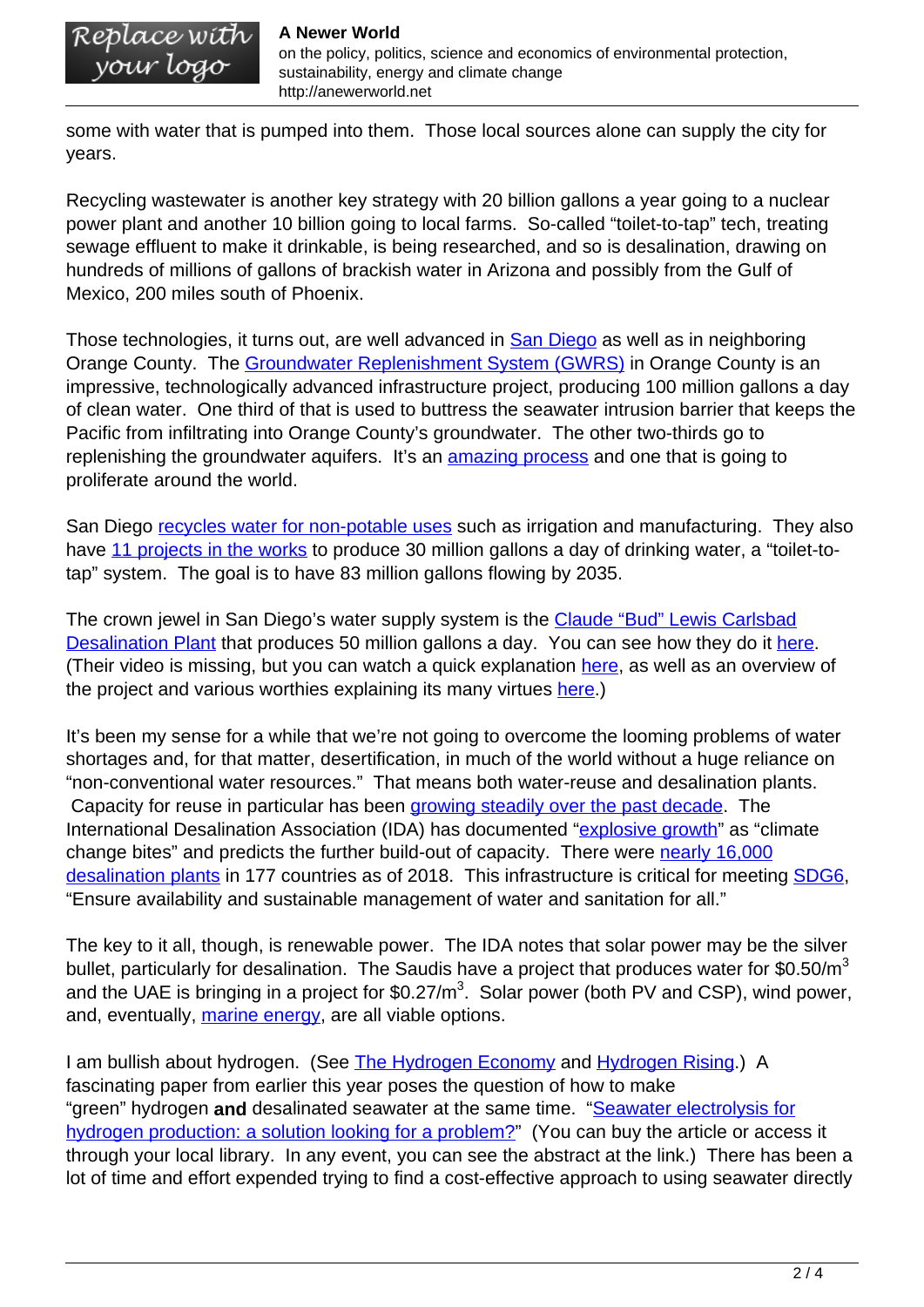some with water that is pumped into them. Those local sources alone can supply the city for years.

Recycling wastewater is another key strategy with 20 billion gallons a year going to a nuclear power plant and another 10 billion going to local farms. So-called "toilet-to-tap" tech, treating sewage effluent to make it drinkable, is being researched, and so is desalination, drawing on hundreds of millions of gallons of brackish water in Arizona and possibly from the Gulf of Mexico, 200 miles south of Phoenix.

Those technologies, it turns out, are well advanced in San Diego as well as in neighboring Orange County. The Groundwater Replenishment System (GWRS) in Orange County is an impressive, technologically advanced infrastructure project, producing 100 million gallons a day of clean water. One third of that is used to buttress the seawater intrusion barrier that keeps the Pacific from infiltrating into Orange County's groundwater. The other two-thirds go to replenishing the groundwater aquifers. It's an amazing process and one that is going to proliferate around the world.

San Diego recycles water for non-potable uses such as irrigation and manufacturing. They also have 11 projects in the works to produce 30 million gallons a day of drinking water, a "toilet-to-tap" system. The goal is to have 83 million gallons flowing by 2035.

The crown jewel in San Diego's water supply system is the Claude "Bud" Lewis Carlsbad Desalination Plant that produces 50 million gallons a day. You can see how they do it here. (Their video is missing, but you can watch a quick explanation here, as well as an overview of the project and various worthies explaining its many virtues here.)

It's been my sense for a while that we're not going to overcome the looming problems of water shortages and, for that matter, desertification, in much of the world without a huge reliance on "non-conventional water resources." That means both water-reuse and desalination plants. Capacity for reuse in particular has been growing steadily over the past decade. The International Desalination Association (IDA) has documented "explosive growth" as "climate change bites" and predicts the further build-out of capacity. There were nearly 16,000 desalination plants in 177 countries as of 2018. This infrastructure is critical for meeting SDG6, "Ensure availability and sustainable management of water and sanitation for all."

The key to it all, though, is renewable power. The IDA notes that solar power may be the silver bullet, particularly for desalination. The Saudis have a project that produces water for $0.50/m^3$ and the UAE is bringing in a project for $0.27/m^3$. Solar power (both PV and CSP), wind power, and, eventually, marine energy, are all viable options.

I am bullish about hydrogen. (See The Hydrogen Economy and Hydrogen Rising.) A fascinating paper from earlier this year poses the question of how to make "green" hydrogen **and** desalinated seawater at the same time. "Seawater electrolysis for hydrogen production: a solution looking for a problem?" (You can buy the article or access it through your local library. In any event, you can see the abstract at the link.) There has been a lot of time and effort expended trying to find a cost-effective approach to using seawater directly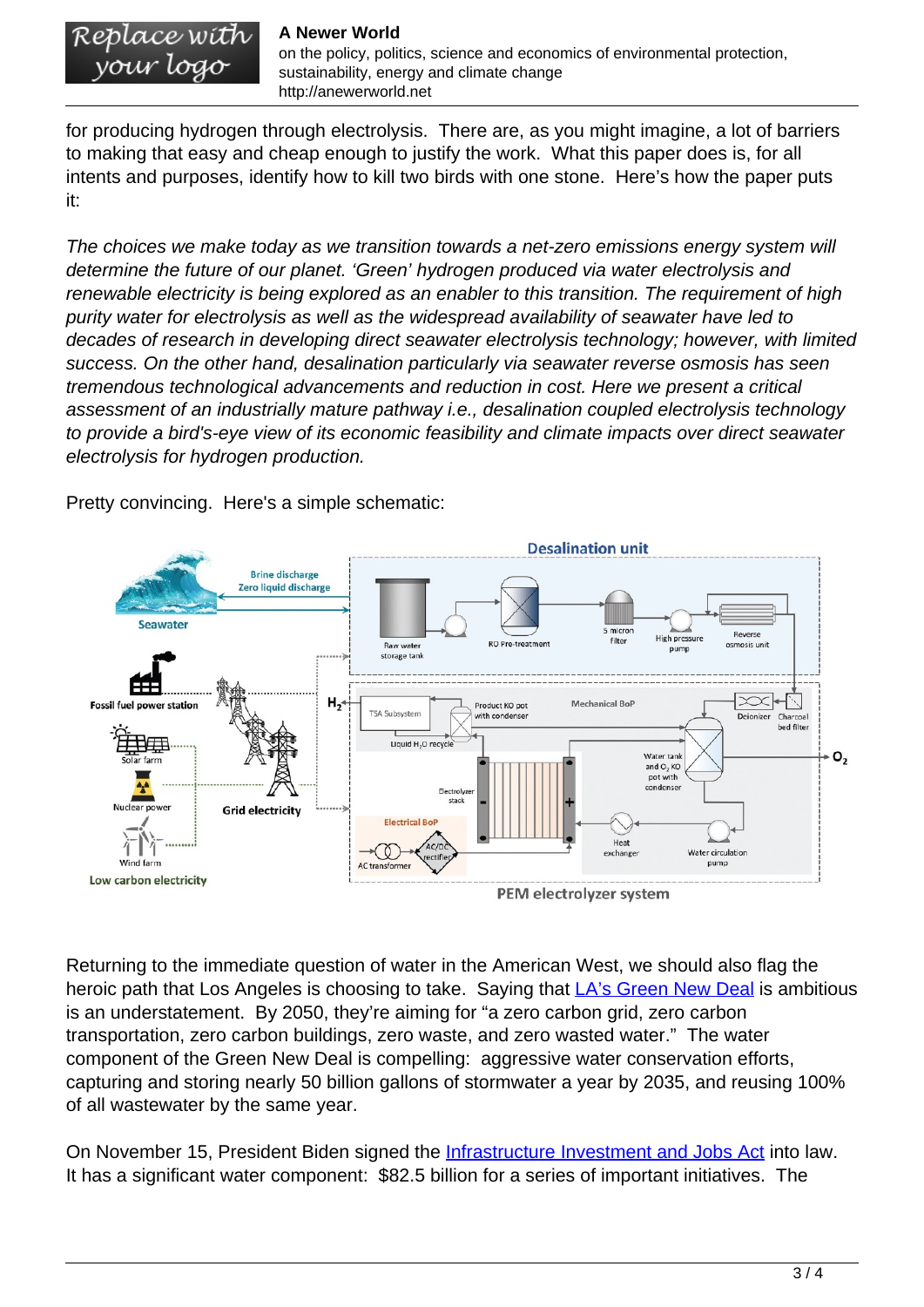for producing hydrogen through electrolysis. There are, as you might imagine, a lot of barriers to making that easy and cheap enough to justify the work. What this paper does is, for all intents and purposes, identify how to kill two birds with one stone. Here's how the paper puts it:

*The choices we make today as we transition towards a net-zero emissions energy system will determine the future of our planet. 'Green' hydrogen produced via water electrolysis and renewable electricity is being explored as an enabler to this transition. The requirement of high purity water for electrolysis as well as the widespread availability of seawater have led to decades of research in developing direct seawater electrolysis technology; however, with limited success. On the other hand, desalination particularly via seawater reverse osmosis has seen tremendous technological advancements and reduction in cost. Here we present a critical assessment of an industrially mature pathway i.e., desalination coupled electrolysis technology to provide a bird's-eye view of its economic feasibility and climate impacts over direct seawater electrolysis for hydrogen production.*

Pretty convincing. Here's a simple schematic:

Returning to the immediate question of water in the American West, we should also flag the heroic path that Los Angeles is choosing to take. Saying that [LA's Green New Deal](#) is ambitious is an understatement. By 2050, they're aiming for "a zero carbon grid, zero carbon transportation, zero carbon buildings, zero waste, and zero wasted water." The water component of the Green New Deal is compelling: aggressive water conservation efforts, capturing and storing nearly 50 billion gallons of stormwater a year by 2035, and reusing 100% of all wastewater by the same year.

On November 15, President Biden signed the [Infrastructure Investment and Jobs Act](#) into law. It has a significant water component: $82.5 billion for a series of important initiatives. The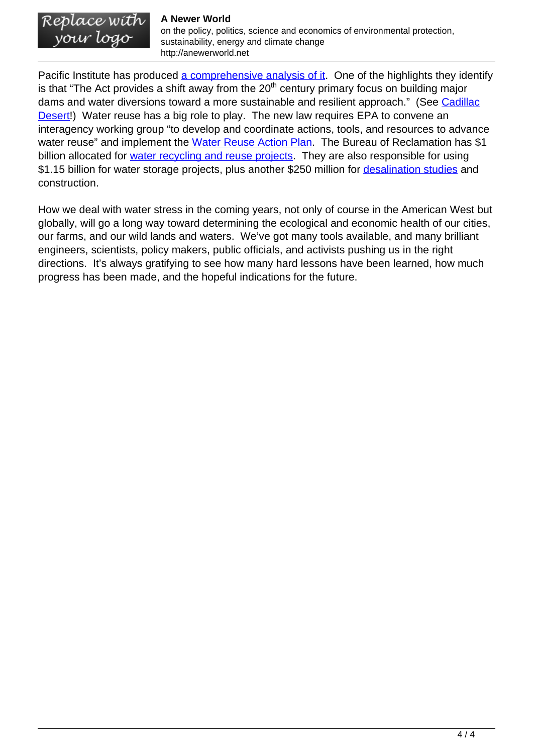Pacific Institute has produced a comprehensive analysis of it. One of the highlights they identify is that "The Act provides a shift away from the 20th century primary focus on building major dams and water diversions toward a more sustainable and resilient approach." (See Cadillac Desert!) Water reuse has a big role to play. The new law requires EPA to convene an interagency working group "to develop and coordinate actions, tools, and resources to advance water reuse" and implement the Water Reuse Action Plan. The Bureau of Reclamation has $1 billion allocated for water recycling and reuse projects. They are also responsible for using $1.15 billion for water storage projects, plus another $250 million for desalination studies and construction.

How we deal with water stress in the coming years, not only of course in the American West but globally, will go a long way toward determining the ecological and economic health of our cities, our farms, and our wild lands and waters. We've got many tools available, and many brilliant engineers, scientists, policy makers, public officials, and activists pushing us in the right directions. It's always gratifying to see how many hard lessons have been learned, how much progress has been made, and the hopeful indications for the future.